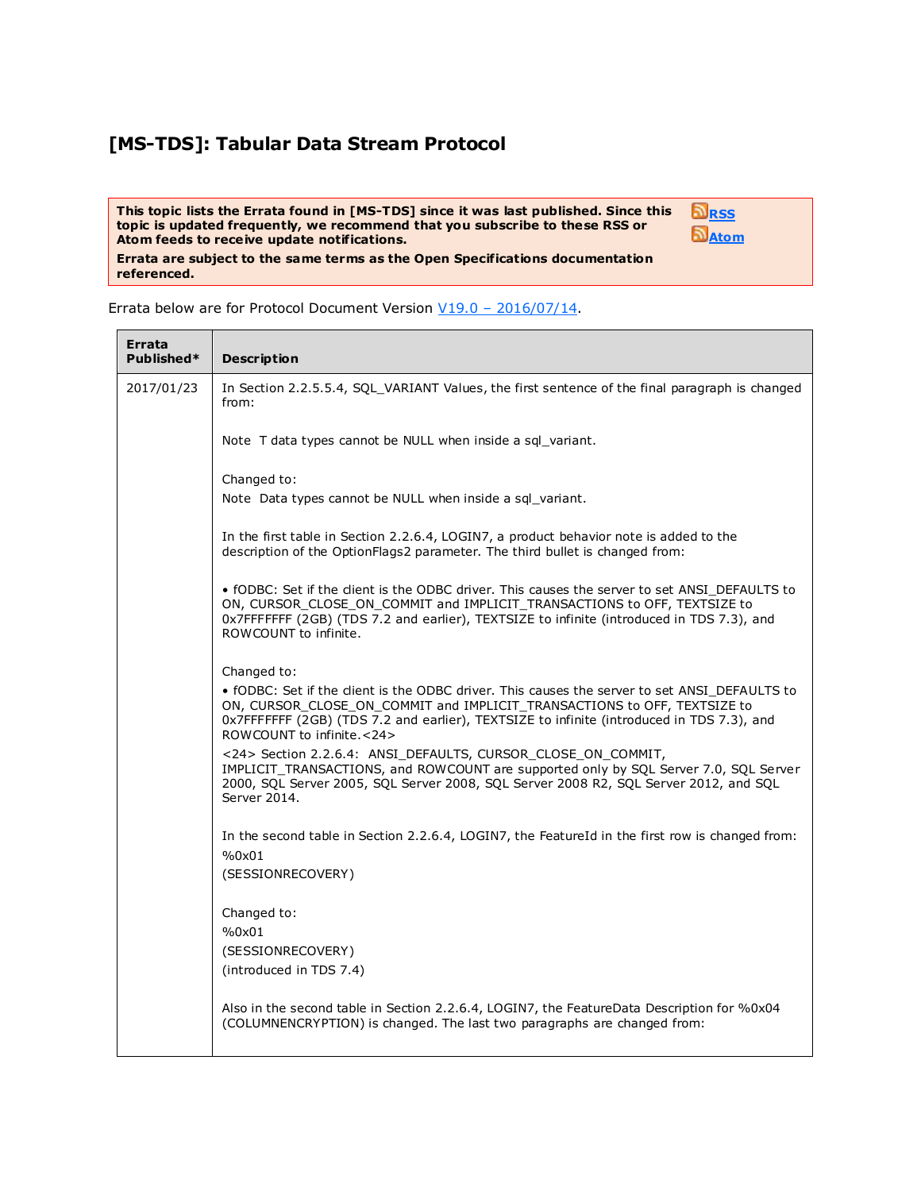# [MS-TDS]: Tabular Data Stream Protocol

**This topic lists the Errata found in [MS-TDS] since it was last published. Since this topic is updated frequently, we recommend that you subscribe to these RSS or Atom feeds to receive update notifications.**

**Errata are subject to the same terms as the Open Specifications documentation referenced.**

RSS

Atom

Errata below are for Protocol Document Version V19.0 – 2016/07/14.

| Errata Published* | Description |
|---|---|
| 2017/01/23 | In Section 2.2.5.5.4, SQL_VARIANT Values, the first sentence of the final paragraph is changed from:<br><br>Note  T data types cannot be NULL when inside a sql_variant.<br><br>Changed to:<br>Note  Data types cannot be NULL when inside a sql_variant.<br><br>In the first table in Section 2.2.6.4, LOGIN7, a product behavior note is added to the description of the OptionFlags2 parameter. The third bullet is changed from:<br><br>• fODBC: Set if the client is the ODBC driver. This causes the server to set ANSI_DEFAULTS to ON, CURSOR_CLOSE_ON_COMMIT and IMPLICIT_TRANSACTIONS to OFF, TEXTSIZE to 0x7FFFFFFF (2GB) (TDS 7.2 and earlier), TEXTSIZE to infinite (introduced in TDS 7.3), and ROWCOUNT to infinite.<br><br>Changed to:<br>• fODBC: Set if the client is the ODBC driver. This causes the server to set ANSI_DEFAULTS to ON, CURSOR_CLOSE_ON_COMMIT and IMPLICIT_TRANSACTIONS to OFF, TEXTSIZE to 0x7FFFFFFF (2GB) (TDS 7.2 and earlier), TEXTSIZE to infinite (introduced in TDS 7.3), and ROWCOUNT to infinite.<24><br><24> Section 2.2.6.4:  ANSI_DEFAULTS, CURSOR_CLOSE_ON_COMMIT, IMPLICIT_TRANSACTIONS, and ROWCOUNT are supported only by SQL Server 7.0, SQL Server 2000, SQL Server 2005, SQL Server 2008, SQL Server 2008 R2, SQL Server 2012, and SQL Server 2014.<br><br>In the second table in Section 2.2.6.4, LOGIN7, the FeatureId in the first row is changed from:<br>%0x01<br>(SESSIONRECOVERY)<br><br>Changed to:<br>%0x01<br>(SESSIONRECOVERY)<br>(introduced in TDS 7.4)<br><br>Also in the second table in Section 2.2.6.4, LOGIN7, the FeatureData Description for %0x04 (COLUMNENCRYPTION) is changed. The last two paragraphs are changed from: |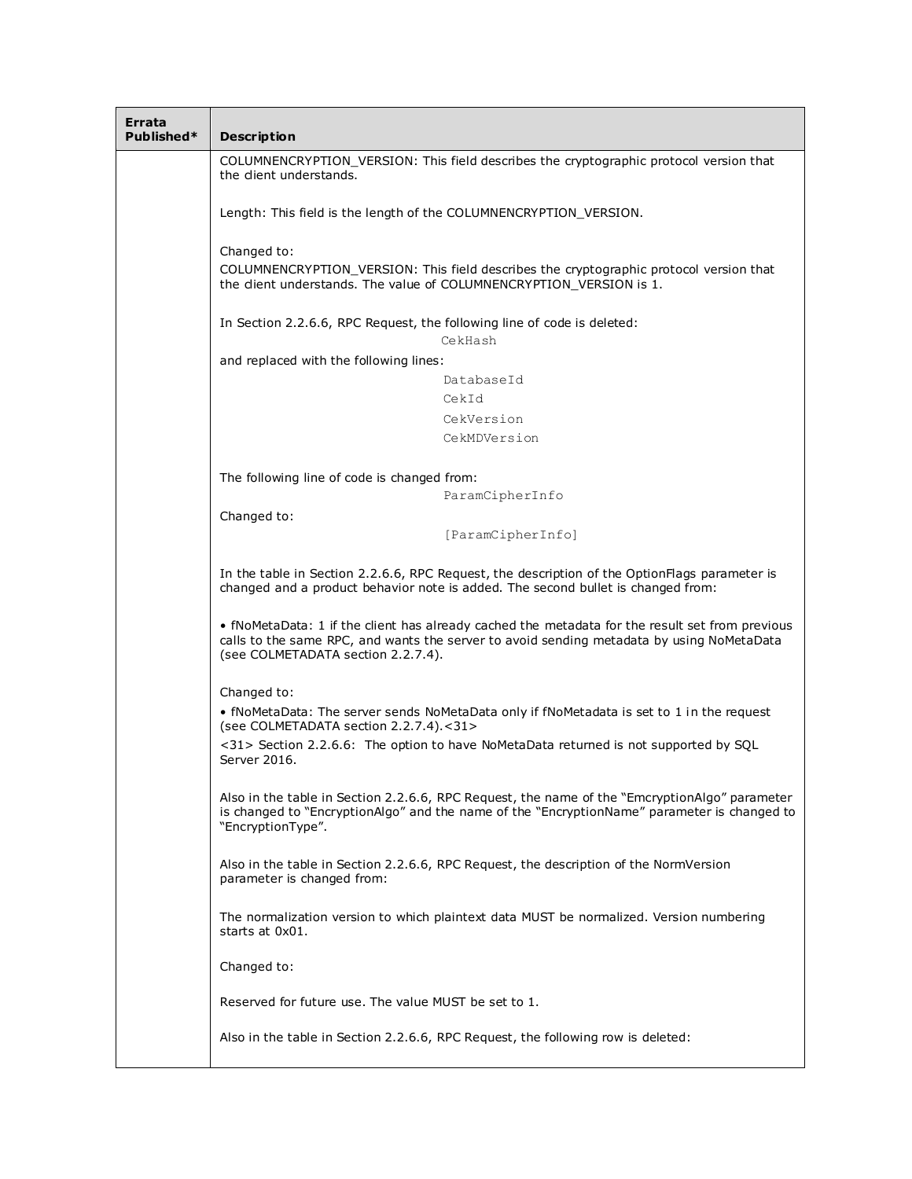| Errata Published* | Description |
|---|---|
| | COLUMNENCRYPTION_VERSION: This field describes the cryptographic protocol version that the client understands.<br><br>Length: This field is the length of the COLUMNENCRYPTION_VERSION.<br><br>Changed to:<br>COLUMNENCRYPTION_VERSION: This field describes the cryptographic protocol version that the client understands. The value of COLUMNENCRYPTION_VERSION is 1.<br><br>In Section 2.2.6.6, RPC Request, the following line of code is deleted:<br>`CekHash`<br>and replaced with the following lines:<br>`DatabaseId`<br>`CekId`<br>`CekVersion`<br>`CekMDVersion`<br><br>The following line of code is changed from:<br>`ParamCipherInfo`<br>Changed to:<br>`[ParamCipherInfo]`<br><br>In the table in Section 2.2.6.6, RPC Request, the description of the OptionFlags parameter is changed and a product behavior note is added. The second bullet is changed from:<br><br>• fNoMetaData: 1 if the client has already cached the metadata for the result set from previous calls to the same RPC, and wants the server to avoid sending metadata by using NoMetaData (see COLMETADATA section 2.2.7.4).<br><br>Changed to:<br>• fNoMetaData: The server sends NoMetaData only if fNoMetadata is set to 1 in the request (see COLMETADATA section 2.2.7.4).<31><br><31> Section 2.2.6.6: The option to have NoMetaData returned is not supported by SQL Server 2016.<br><br>Also in the table in Section 2.2.6.6, RPC Request, the name of the "EmcryptionAlgo" parameter is changed to "EncryptionAlgo" and the name of the "EncryptionName" parameter is changed to "EncryptionType".<br><br>Also in the table in Section 2.2.6.6, RPC Request, the description of the NormVersion parameter is changed from:<br><br>The normalization version to which plaintext data MUST be normalized. Version numbering starts at 0x01.<br><br>Changed to:<br><br>Reserved for future use. The value MUST be set to 1.<br><br>Also in the table in Section 2.2.6.6, RPC Request, the following row is deleted: |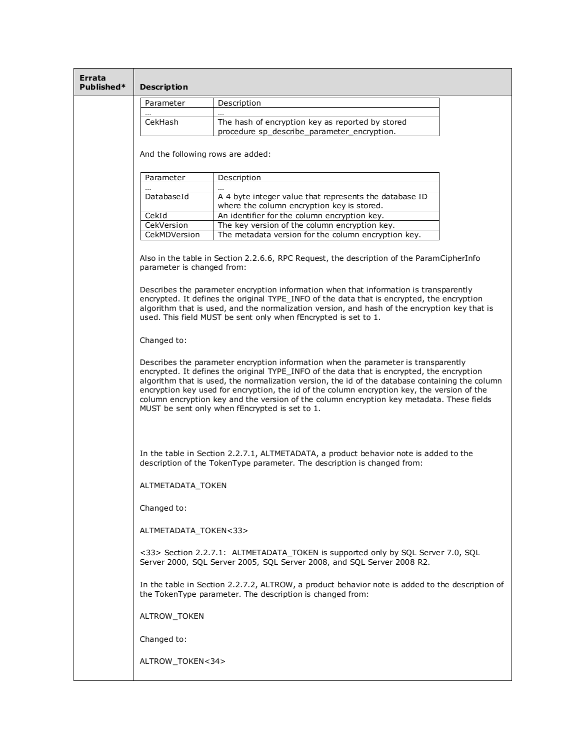| Errata Published* | Description |
|---|---|
| | |

| Parameter | Description |
|---|---|
| … | … |
| CekHash | The hash of encryption key as reported by stored procedure sp_describe_parameter_encryption. |

And the following rows are added:

| Parameter | Description |
|---|---|
| … | … |
| DatabaseId | A 4 byte integer value that represents the database ID where the column encryption key is stored. |
| CekId | An identifier for the column encryption key. |
| CekVersion | The key version of the column encryption key. |
| CekMDVersion | The metadata version for the column encryption key. |

Also in the table in Section 2.2.6.6, RPC Request, the description of the ParamCipherInfo parameter is changed from:

Describes the parameter encryption information when that information is transparently encrypted. It defines the original TYPE_INFO of the data that is encrypted, the encryption algorithm that is used, and the normalization version, and hash of the encryption key that is used. This field MUST be sent only when fEncrypted is set to 1.

Changed to:

Describes the parameter encryption information when the parameter is transparently encrypted. It defines the original TYPE_INFO of the data that is encrypted, the encryption algorithm that is used, the normalization version, the id of the database containing the column encryption key used for encryption, the id of the column encryption key, the version of the column encryption key and the version of the column encryption key metadata. These fields MUST be sent only when fEncrypted is set to 1.

In the table in Section 2.2.7.1, ALTMETADATA, a product behavior note is added to the description of the TokenType parameter. The description is changed from:

ALTMETADATA_TOKEN

Changed to:

ALTMETADATA_TOKEN<33>

<33> Section 2.2.7.1: ALTMETADATA_TOKEN is supported only by SQL Server 7.0, SQL Server 2000, SQL Server 2005, SQL Server 2008, and SQL Server 2008 R2.

In the table in Section 2.2.7.2, ALTROW, a product behavior note is added to the description of the TokenType parameter. The description is changed from:

ALTROW_TOKEN

Changed to:

ALTROW_TOKEN<34>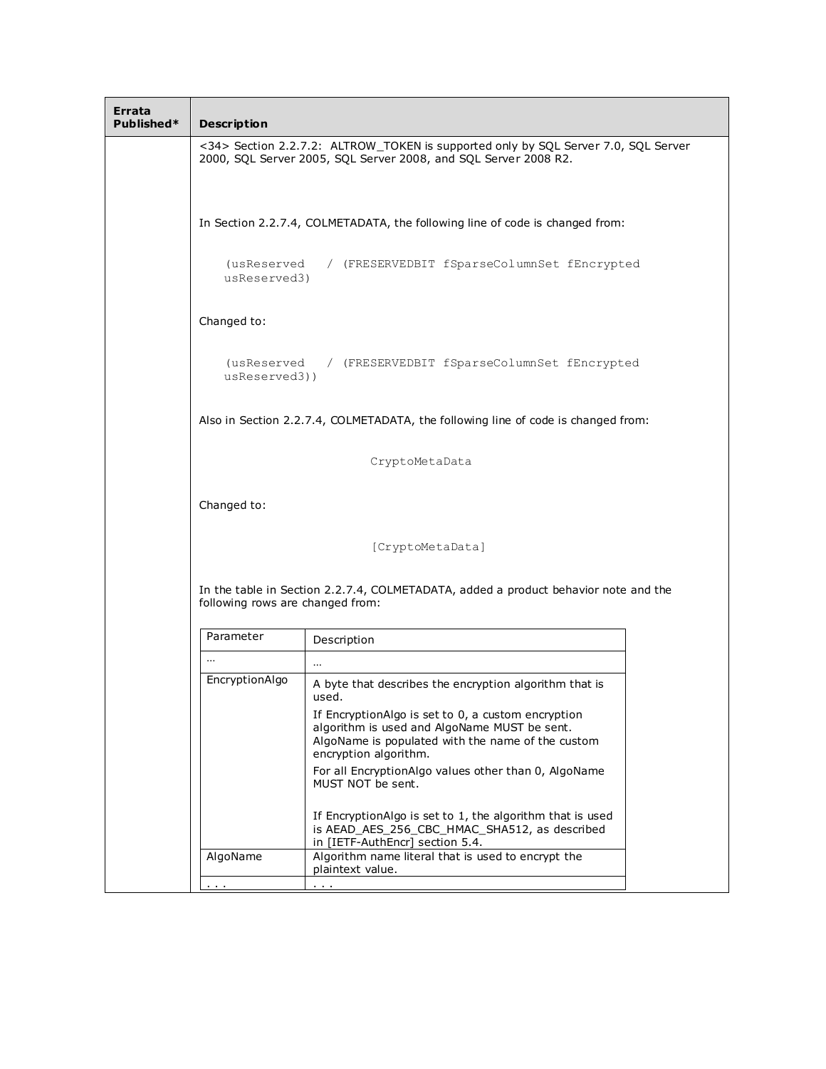| Errata Published* | Description |
|---|---|
| | <34> Section 2.2.7.2: ALTROW_TOKEN is supported only by SQL Server 7.0, SQL Server 2000, SQL Server 2005, SQL Server 2008, and SQL Server 2008 R2. |

In Section 2.2.7.4, COLMETADATA, the following line of code is changed from:

```
(usReserved   / (FRESERVEDBIT fSparseColumnSet fEncrypted
usReserved3)
```

Changed to:

```
(usReserved   / (FRESERVEDBIT fSparseColumnSet fEncrypted
usReserved3))
```

Also in Section 2.2.7.4, COLMETADATA, the following line of code is changed from:

```
CryptoMetaData
```

Changed to:

```
[CryptoMetaData]
```

In the table in Section 2.2.7.4, COLMETADATA, added a product behavior note and the following rows are changed from:

| Parameter | Description |
|---|---|
| … | … |
| EncryptionAlgo | A byte that describes the encryption algorithm that is used.<br><br>If EncryptionAlgo is set to 0, a custom encryption algorithm is used and AlgoName MUST be sent. AlgoName is populated with the name of the custom encryption algorithm.<br><br>For all EncryptionAlgo values other than 0, AlgoName MUST NOT be sent.<br><br>If EncryptionAlgo is set to 1, the algorithm that is used is AEAD_AES_256_CBC_HMAC_SHA512, as described in [IETF-AuthEncr] section 5.4. |
| AlgoName | Algorithm name literal that is used to encrypt the plaintext value. |
| . . . | . . . |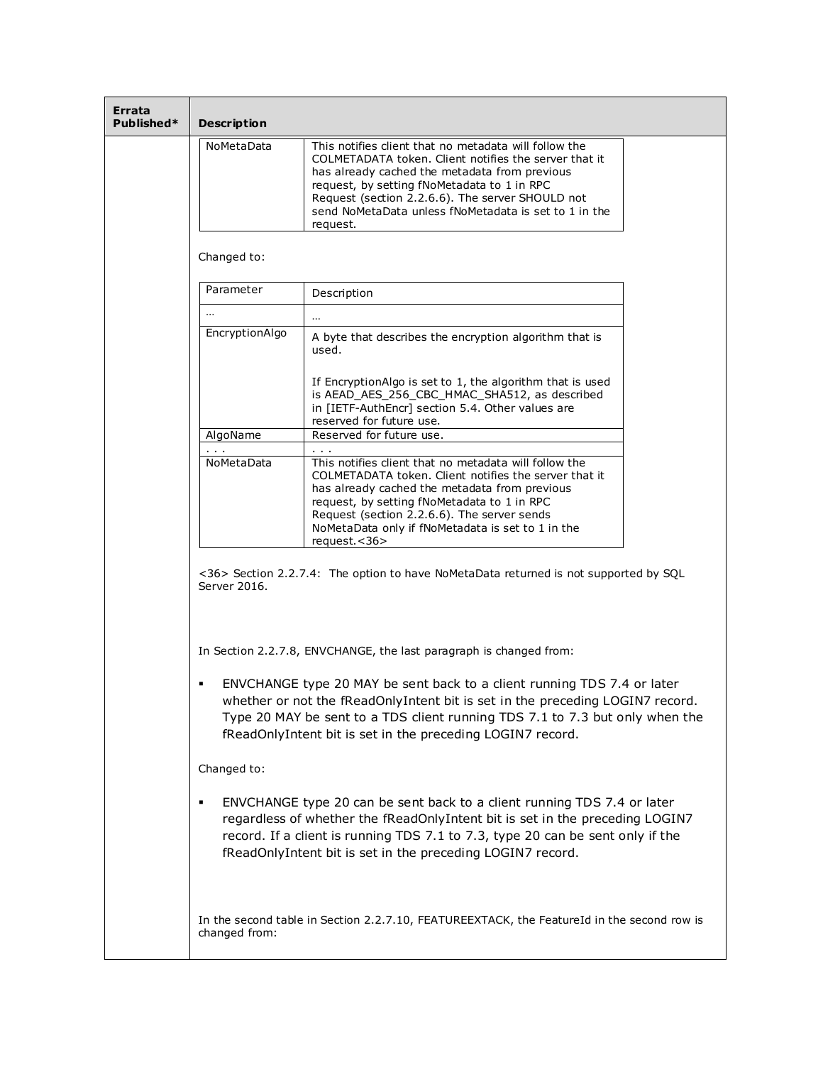| Errata Published* | Description |
|---|---|

| | |
|---|---|
| NoMetaData | This notifies client that no metadata will follow the COLMETADATA token. Client notifies the server that it has already cached the metadata from previous request, by setting fNoMetadata to 1 in RPC Request (section 2.2.6.6). The server SHOULD not send NoMetaData unless fNoMetadata is set to 1 in the request. |

Changed to:

| Parameter | Description |
|---|---|
| … | … |
| EncryptionAlgo | A byte that describes the encryption algorithm that is used.<br><br>If EncryptionAlgo is set to 1, the algorithm that is used is AEAD_AES_256_CBC_HMAC_SHA512, as described in [IETF-AuthEncr] section 5.4. Other values are reserved for future use. |
| AlgoName | Reserved for future use. |
| . . . | . . . |
| NoMetaData | This notifies client that no metadata will follow the COLMETADATA token. Client notifies the server that it has already cached the metadata from previous request, by setting fNoMetadata to 1 in RPC Request (section 2.2.6.6). The server sends NoMetaData only if fNoMetadata is set to 1 in the request.<36> |

<36> Section 2.2.7.4: The option to have NoMetaData returned is not supported by SQL Server 2016.

In Section 2.2.7.8, ENVCHANGE, the last paragraph is changed from:

- ENVCHANGE type 20 MAY be sent back to a client running TDS 7.4 or later whether or not the fReadOnlyIntent bit is set in the preceding LOGIN7 record. Type 20 MAY be sent to a TDS client running TDS 7.1 to 7.3 but only when the fReadOnlyIntent bit is set in the preceding LOGIN7 record.

Changed to:

- ENVCHANGE type 20 can be sent back to a client running TDS 7.4 or later regardless of whether the fReadOnlyIntent bit is set in the preceding LOGIN7 record. If a client is running TDS 7.1 to 7.3, type 20 can be sent only if the fReadOnlyIntent bit is set in the preceding LOGIN7 record.

In the second table in Section 2.2.7.10, FEATUREEXTACK, the FeatureId in the second row is changed from: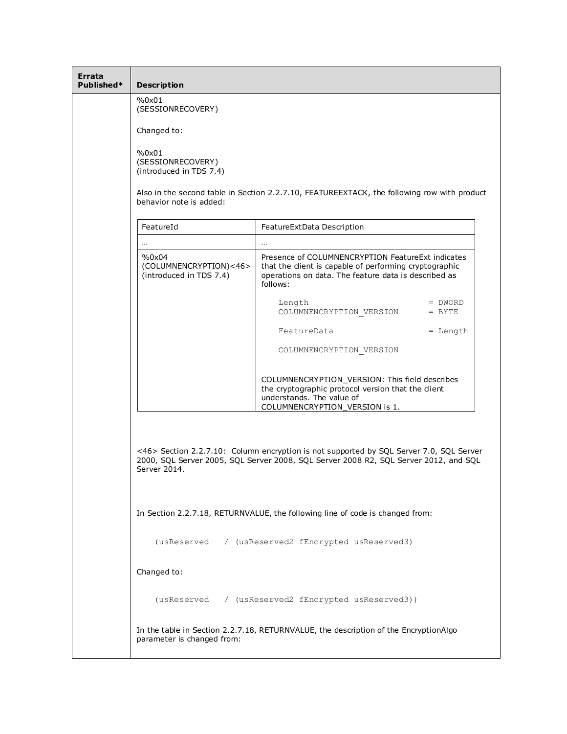| Errata Published* | Description |
|---|---|
| | %0x01<br>(SESSIONRECOVERY)<br><br>Changed to:<br><br>%0x01<br>(SESSIONRECOVERY)<br>(introduced in TDS 7.4)<br><br>Also in the second table in Section 2.2.7.10, FEATUREEXTACK, the following row with product behavior note is added: |

| FeatureId | FeatureExtData Description |
|---|---|
| … | … |
| %0x04<br>(COLUMNENCRYPTION)<46><br>(introduced in TDS 7.4) | Presence of COLUMNENCRYPTION FeatureExt indicates that the client is capable of performing cryptographic operations on data. The feature data is described as follows:<br><br>`Length = DWORD`<br>`COLUMNENCRYPTION_VERSION = BYTE`<br><br>`FeatureData = Length`<br><br>`COLUMNENCRYPTION_VERSION`<br><br>COLUMNENCRYPTION_VERSION: This field describes the cryptographic protocol version that the client understands. The value of COLUMNENCRYPTION_VERSION is 1. |

<46> Section 2.2.7.10: Column encryption is not supported by SQL Server 7.0, SQL Server 2000, SQL Server 2005, SQL Server 2008, SQL Server 2008 R2, SQL Server 2012, and SQL Server 2014.

In Section 2.2.7.18, RETURNVALUE, the following line of code is changed from:

```
(usReserved   / (usReserved2 fEncrypted usReserved3)
```

Changed to:

```
(usReserved   / (usReserved2 fEncrypted usReserved3))
```

In the table in Section 2.2.7.18, RETURNVALUE, the description of the EncryptionAlgo parameter is changed from: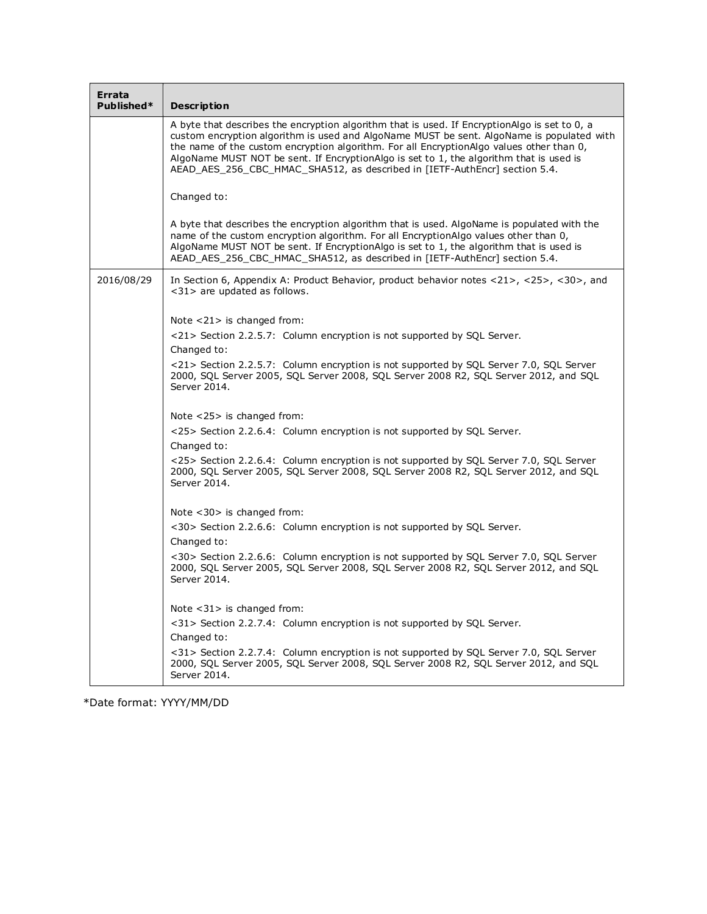| Errata Published* | Description |
| --- | --- |
| | A byte that describes the encryption algorithm that is used. If EncryptionAlgo is set to 0, a custom encryption algorithm is used and AlgoName MUST be sent. AlgoName is populated with the name of the custom encryption algorithm. For all EncryptionAlgo values other than 0, AlgoName MUST NOT be sent. If EncryptionAlgo is set to 1, the algorithm that is used is AEAD_AES_256_CBC_HMAC_SHA512, as described in [IETF-AuthEncr] section 5.4.<br><br>Changed to:<br><br>A byte that describes the encryption algorithm that is used. AlgoName is populated with the name of the custom encryption algorithm. For all EncryptionAlgo values other than 0, AlgoName MUST NOT be sent. If EncryptionAlgo is set to 1, the algorithm that is used is AEAD_AES_256_CBC_HMAC_SHA512, as described in [IETF-AuthEncr] section 5.4. |
| 2016/08/29 | In Section 6, Appendix A: Product Behavior, product behavior notes <21>, <25>, <30>, and <31> are updated as follows.<br><br>Note <21> is changed from:<br><21> Section 2.2.5.7: Column encryption is not supported by SQL Server.<br>Changed to:<br><21> Section 2.2.5.7: Column encryption is not supported by SQL Server 7.0, SQL Server 2000, SQL Server 2005, SQL Server 2008, SQL Server 2008 R2, SQL Server 2012, and SQL Server 2014.<br><br>Note <25> is changed from:<br><25> Section 2.2.6.4: Column encryption is not supported by SQL Server.<br>Changed to:<br><25> Section 2.2.6.4: Column encryption is not supported by SQL Server 7.0, SQL Server 2000, SQL Server 2005, SQL Server 2008, SQL Server 2008 R2, SQL Server 2012, and SQL Server 2014.<br><br>Note <30> is changed from:<br><30> Section 2.2.6.6: Column encryption is not supported by SQL Server.<br>Changed to:<br><30> Section 2.2.6.6: Column encryption is not supported by SQL Server 7.0, SQL Server 2000, SQL Server 2005, SQL Server 2008, SQL Server 2008 R2, SQL Server 2012, and SQL Server 2014.<br><br>Note <31> is changed from:<br><31> Section 2.2.7.4: Column encryption is not supported by SQL Server.<br>Changed to:<br><31> Section 2.2.7.4: Column encryption is not supported by SQL Server 7.0, SQL Server 2000, SQL Server 2005, SQL Server 2008, SQL Server 2008 R2, SQL Server 2012, and SQL Server 2014. |

*Date format: YYYY/MM/DD